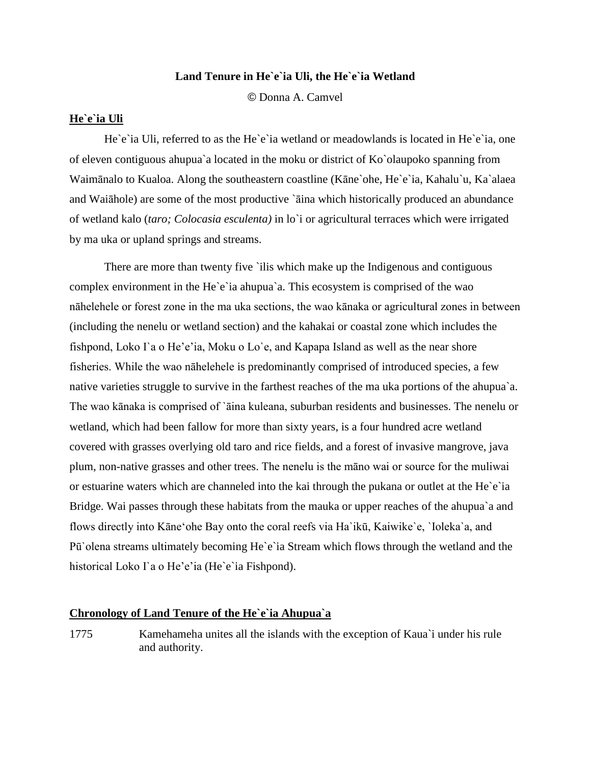**Land Tenure in He`e`ia Uli, the He`e`ia Wetland**

© Donna A. Camvel

**He`e`ia Uli**

He`e`ia Uli, referred to as the He`e`ia wetland or meadowlands is located in He`e`ia, one of eleven contiguous ahupua`a located in the moku or district of Ko`olaupoko spanning from Waimānalo to Kualoa. Along the southeastern coastline (Kāne`ohe, He`e`ia, Kahalu`u, Ka`alaea and Waiāhole) are some of the most productive `āina which historically produced an abundance of wetland kalo (*taro; Colocasia esculenta)* in lo`i or agricultural terraces which were irrigated by ma uka or upland springs and streams.

There are more than twenty five `ilis which make up the Indigenous and contiguous complex environment in the He`e`ia ahupua`a. This ecosystem is comprised of the wao nāhelehele or forest zone in the ma uka sections, the wao kānaka or agricultural zones in between (including the nenelu or wetland section) and the kahakai or coastal zone which includes the fishpond, Loko I`a o He'e'ia, Moku o Lo`e, and Kapapa Island as well as the near shore fisheries. While the wao nāhelehele is predominantly comprised of introduced species, a few native varieties struggle to survive in the farthest reaches of the ma uka portions of the ahupua`a. The wao kānaka is comprised of `āina kuleana, suburban residents and businesses. The nenelu or wetland, which had been fallow for more than sixty years, is a four hundred acre wetland covered with grasses overlying old taro and rice fields, and a forest of invasive mangrove, java plum, non-native grasses and other trees. The nenelu is the māno wai or source for the muliwai or estuarine waters which are channeled into the kai through the pukana or outlet at the He`e`ia Bridge. Wai passes through these habitats from the mauka or upper reaches of the ahupua`a and flows directly into Kāne'ohe Bay onto the coral reefs via Ha`ikū, Kaiwike`e, `Ioleka`a, and Pū`olena streams ultimately becoming He`e`ia Stream which flows through the wetland and the historical Loko I`a o He'e'ia (He`e`ia Fishpond).

**Chronology of Land Tenure of the He`e`ia Ahupua`a**

1775 Kamehameha unites all the islands with the exception of Kaua`i under his rule and authority.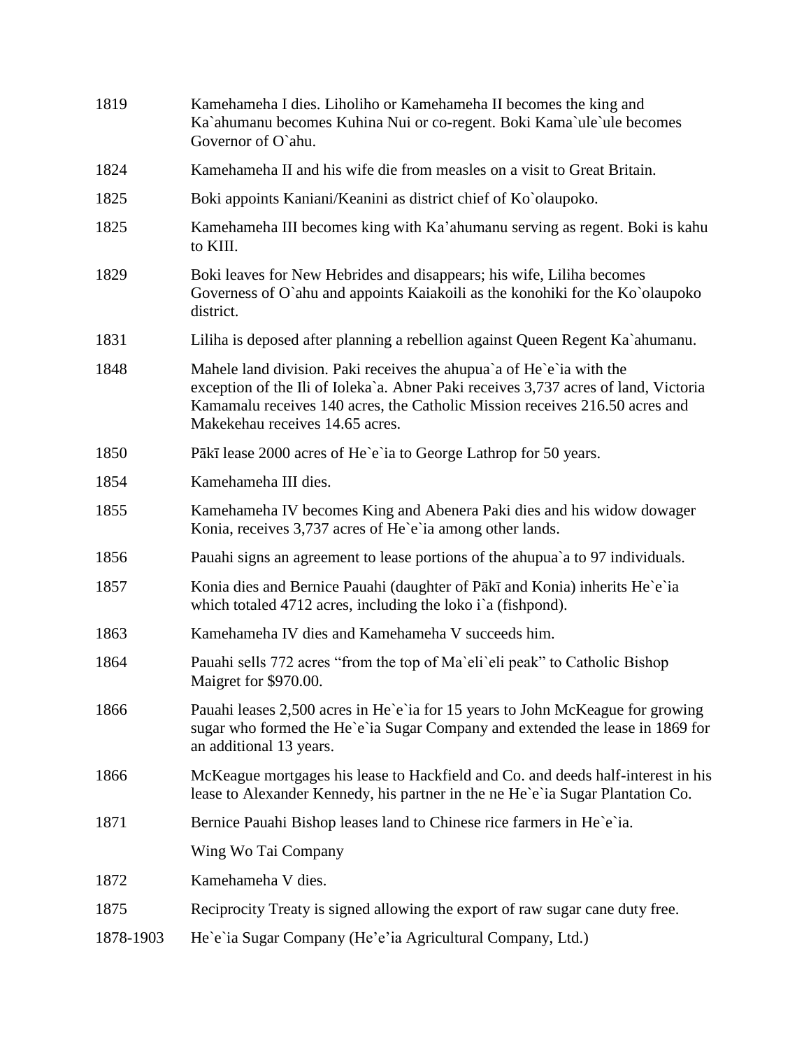| | |
|---|---|
| 1819 | Kamehameha I dies. Liholiho or Kamehameha II becomes the king and Ka`ahumanu becomes Kuhina Nui or co-regent. Boki Kama`ule`ule becomes Governor of O`ahu. |
| 1824 | Kamehameha II and his wife die from measles on a visit to Great Britain. |
| 1825 | Boki appoints Kaniani/Keanini as district chief of Ko`olaupoko. |
| 1825 | Kamehameha III becomes king with Ka'ahumanu serving as regent. Boki is kahu to KIII. |
| 1829 | Boki leaves for New Hebrides and disappears; his wife, Liliha becomes Governess of O`ahu and appoints Kaiakoili as the konohiki for the Ko`olaupoko district. |
| 1831 | Liliha is deposed after planning a rebellion against Queen Regent Ka`ahumanu. |
| 1848 | Mahele land division. Paki receives the ahupua`a of He`e`ia with the exception of the Ili of Ioleka`a. Abner Paki receives 3,737 acres of land, Victoria Kamamalu receives 140 acres, the Catholic Mission receives 216.50 acres and Makekehau receives 14.65 acres. |
| 1850 | Pākī lease 2000 acres of He`e`ia to George Lathrop for 50 years. |
| 1854 | Kamehameha III dies. |
| 1855 | Kamehameha IV becomes King and Abenera Paki dies and his widow dowager Konia, receives 3,737 acres of He`e`ia among other lands. |
| 1856 | Pauahi signs an agreement to lease portions of the ahupua`a to 97 individuals. |
| 1857 | Konia dies and Bernice Pauahi (daughter of Pākī and Konia) inherits He`e`ia which totaled 4712 acres, including the loko i`a (fishpond). |
| 1863 | Kamehameha IV dies and Kamehameha V succeeds him. |
| 1864 | Pauahi sells 772 acres "from the top of Ma`eli`eli peak" to Catholic Bishop Maigret for $970.00. |
| 1866 | Pauahi leases 2,500 acres in He`e`ia for 15 years to John McKeague for growing sugar who formed the He`e`ia Sugar Company and extended the lease in 1869 for an additional 13 years. |
| 1866 | McKeague mortgages his lease to Hackfield and Co. and deeds half-interest in his lease to Alexander Kennedy, his partner in the ne He`e`ia Sugar Plantation Co. |
| 1871 | Bernice Pauahi Bishop leases land to Chinese rice farmers in He`e`ia. |
| | Wing Wo Tai Company |
| 1872 | Kamehameha V dies. |
| 1875 | Reciprocity Treaty is signed allowing the export of raw sugar cane duty free. |
| 1878-1903 | He`e`ia Sugar Company (He'e'ia Agricultural Company, Ltd.) |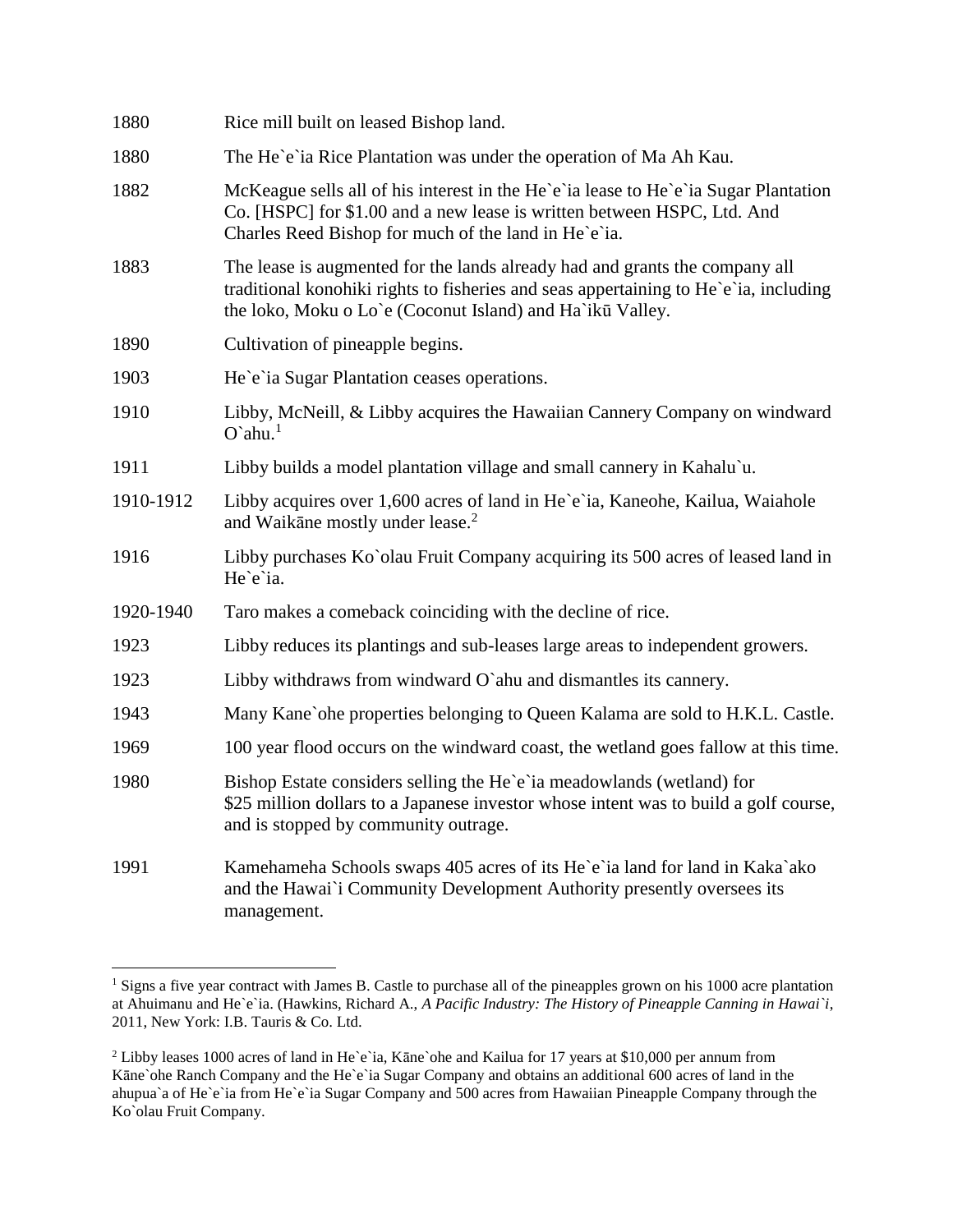| | |
|---|---|
| 1880 | Rice mill built on leased Bishop land. |
| 1880 | The He`e`ia Rice Plantation was under the operation of Ma Ah Kau. |
| 1882 | McKeague sells all of his interest in the He`e`ia lease to He`e`ia Sugar Plantation Co. [HSPC] for $1.00 and a new lease is written between HSPC, Ltd. And Charles Reed Bishop for much of the land in He`e`ia. |
| 1883 | The lease is augmented for the lands already had and grants the company all traditional konohiki rights to fisheries and seas appertaining to He`e`ia, including the loko, Moku o Lo`e (Coconut Island) and Ha`ikū Valley. |
| 1890 | Cultivation of pineapple begins. |
| 1903 | He`e`ia Sugar Plantation ceases operations. |
| 1910 | Libby, McNeill, & Libby acquires the Hawaiian Cannery Company on windward O`ahu.[1] |
| 1911 | Libby builds a model plantation village and small cannery in Kahalu`u. |
| 1910-1912 | Libby acquires over 1,600 acres of land in He`e`ia, Kaneohe, Kailua, Waiahole and Waikāne mostly under lease.[2] |
| 1916 | Libby purchases Ko`olau Fruit Company acquiring its 500 acres of leased land in He`e`ia. |
| 1920-1940 | Taro makes a comeback coinciding with the decline of rice. |
| 1923 | Libby reduces its plantings and sub-leases large areas to independent growers. |
| 1923 | Libby withdraws from windward O`ahu and dismantles its cannery. |
| 1943 | Many Kane`ohe properties belonging to Queen Kalama are sold to H.K.L. Castle. |
| 1969 | 100 year flood occurs on the windward coast, the wetland goes fallow at this time. |
| 1980 | Bishop Estate considers selling the He`e`ia meadowlands (wetland) for $25 million dollars to a Japanese investor whose intent was to build a golf course, and is stopped by community outrage. |
| 1991 | Kamehameha Schools swaps 405 acres of its He`e`ia land for land in Kaka`ako and the Hawai`i Community Development Authority presently oversees its management. |

[1] Signs a five year contract with James B. Castle to purchase all of the pineapples grown on his 1000 acre plantation at Ahuimanu and He`e`ia. (Hawkins, Richard A., *A Pacific Industry: The History of Pineapple Canning in Hawai`i*, 2011, New York: I.B. Tauris & Co. Ltd.

[2] Libby leases 1000 acres of land in He`e`ia, Kāne`ohe and Kailua for 17 years at $10,000 per annum from Kāne`ohe Ranch Company and the He`e`ia Sugar Company and obtains an additional 600 acres of land in the ahupua`a of He`e`ia from He`e`ia Sugar Company and 500 acres from Hawaiian Pineapple Company through the Ko`olau Fruit Company.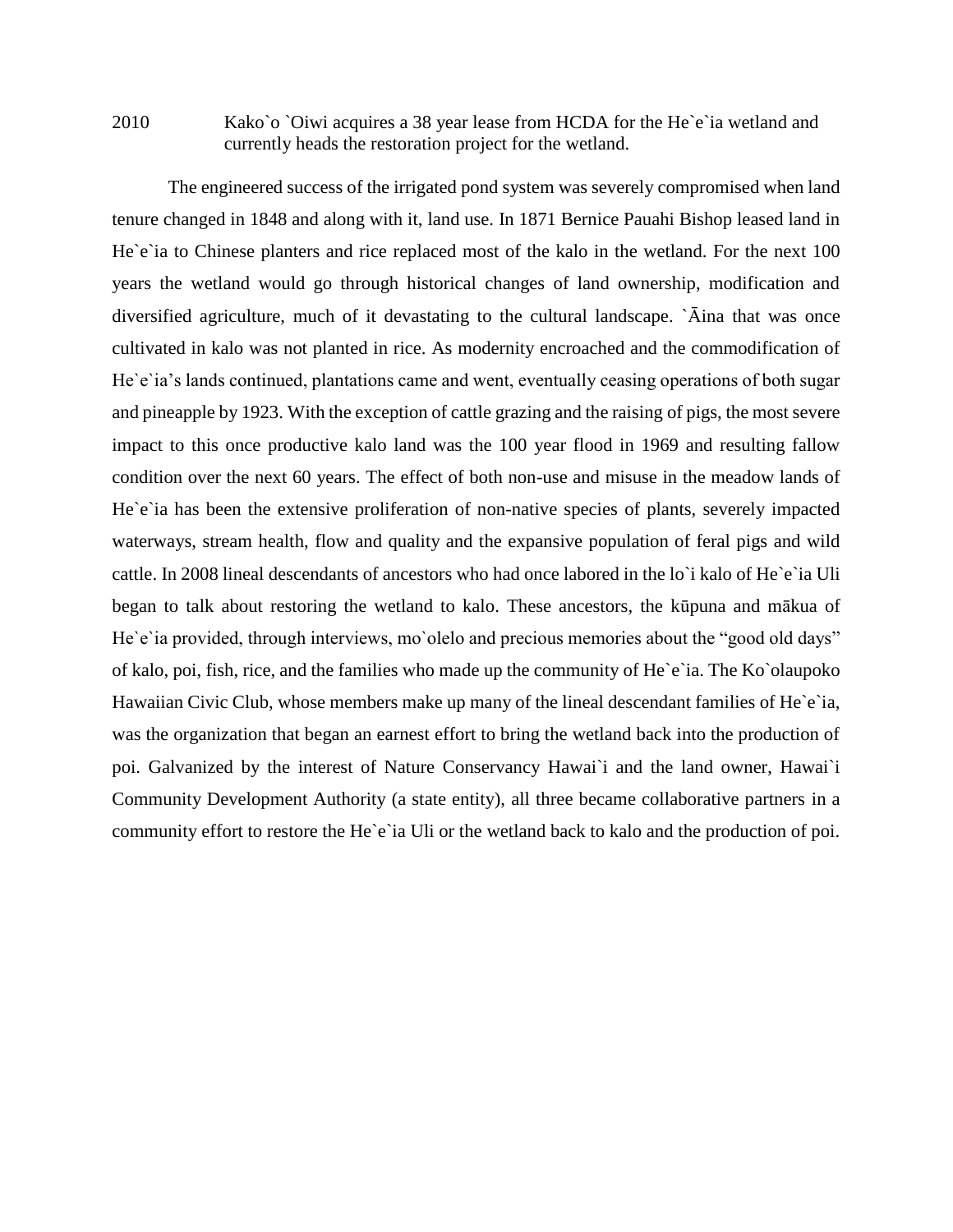2010 Kako`o `Oiwi acquires a 38 year lease from HCDA for the He`e`ia wetland and currently heads the restoration project for the wetland.

The engineered success of the irrigated pond system was severely compromised when land tenure changed in 1848 and along with it, land use. In 1871 Bernice Pauahi Bishop leased land in He`e`ia to Chinese planters and rice replaced most of the kalo in the wetland. For the next 100 years the wetland would go through historical changes of land ownership, modification and diversified agriculture, much of it devastating to the cultural landscape. `Āina that was once cultivated in kalo was not planted in rice. As modernity encroached and the commodification of He`e`ia's lands continued, plantations came and went, eventually ceasing operations of both sugar and pineapple by 1923. With the exception of cattle grazing and the raising of pigs, the most severe impact to this once productive kalo land was the 100 year flood in 1969 and resulting fallow condition over the next 60 years. The effect of both non-use and misuse in the meadow lands of He`e`ia has been the extensive proliferation of non-native species of plants, severely impacted waterways, stream health, flow and quality and the expansive population of feral pigs and wild cattle. In 2008 lineal descendants of ancestors who had once labored in the lo`i kalo of He`e`ia Uli began to talk about restoring the wetland to kalo. These ancestors, the kūpuna and mākua of He`e`ia provided, through interviews, mo`olelo and precious memories about the "good old days" of kalo, poi, fish, rice, and the families who made up the community of He`e`ia. The Ko`olaupoko Hawaiian Civic Club, whose members make up many of the lineal descendant families of He`e`ia, was the organization that began an earnest effort to bring the wetland back into the production of poi. Galvanized by the interest of Nature Conservancy Hawai`i and the land owner, Hawai`i Community Development Authority (a state entity), all three became collaborative partners in a community effort to restore the He`e`ia Uli or the wetland back to kalo and the production of poi.